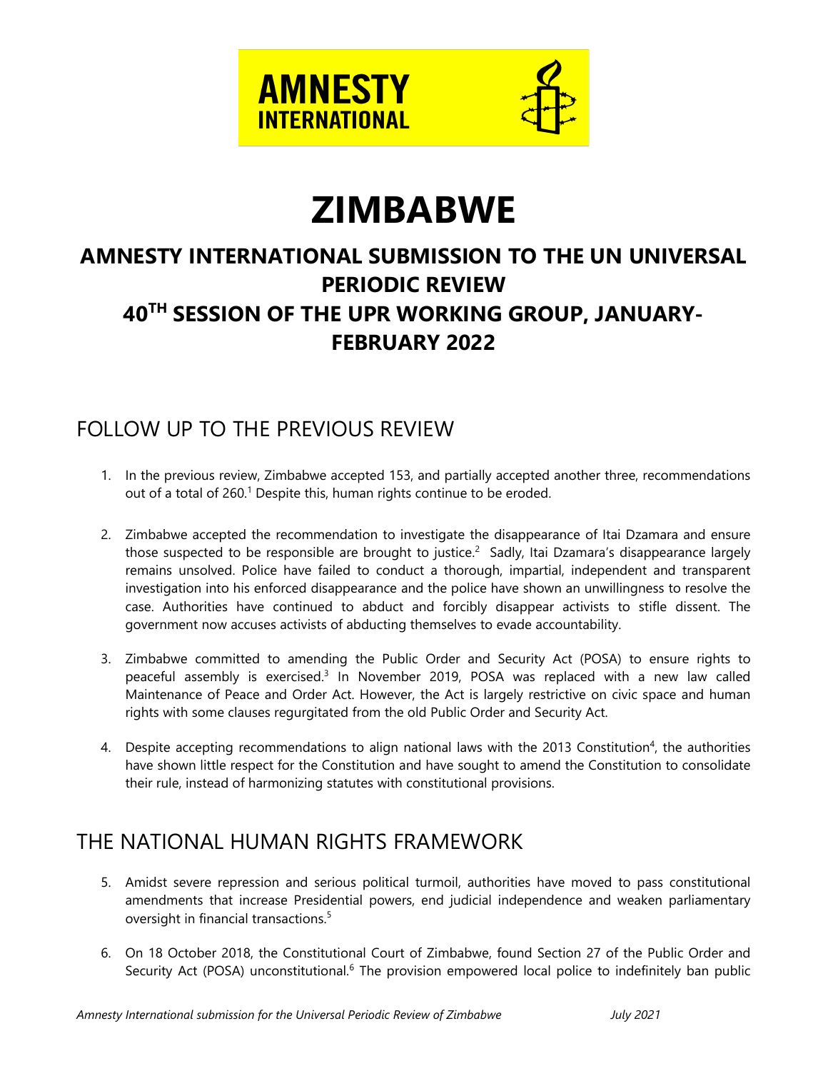# ZIMBABWE

## AMNESTY INTERNATIONAL SUBMISSION TO THE UN UNIVERSAL PERIODIC REVIEW

## 40TH SESSION OF THE UPR WORKING GROUP, JANUARY-FEBRUARY 2022

## FOLLOW UP TO THE PREVIOUS REVIEW

1. In the previous review, Zimbabwe accepted 153, and partially accepted another three, recommendations out of a total of 260.[1] Despite this, human rights continue to be eroded.

2. Zimbabwe accepted the recommendation to investigate the disappearance of Itai Dzamara and ensure those suspected to be responsible are brought to justice.[2] Sadly, Itai Dzamara's disappearance largely remains unsolved. Police have failed to conduct a thorough, impartial, independent and transparent investigation into his enforced disappearance and the police have shown an unwillingness to resolve the case. Authorities have continued to abduct and forcibly disappear activists to stifle dissent. The government now accuses activists of abducting themselves to evade accountability.

3. Zimbabwe committed to amending the Public Order and Security Act (POSA) to ensure rights to peaceful assembly is exercised.[3] In November 2019, POSA was replaced with a new law called Maintenance of Peace and Order Act. However, the Act is largely restrictive on civic space and human rights with some clauses regurgitated from the old Public Order and Security Act.

4. Despite accepting recommendations to align national laws with the 2013 Constitution[4], the authorities have shown little respect for the Constitution and have sought to amend the Constitution to consolidate their rule, instead of harmonizing statutes with constitutional provisions.

## THE NATIONAL HUMAN RIGHTS FRAMEWORK

5. Amidst severe repression and serious political turmoil, authorities have moved to pass constitutional amendments that increase Presidential powers, end judicial independence and weaken parliamentary oversight in financial transactions.[5]

6. On 18 October 2018, the Constitutional Court of Zimbabwe, found Section 27 of the Public Order and Security Act (POSA) unconstitutional.[6] The provision empowered local police to indefinitely ban public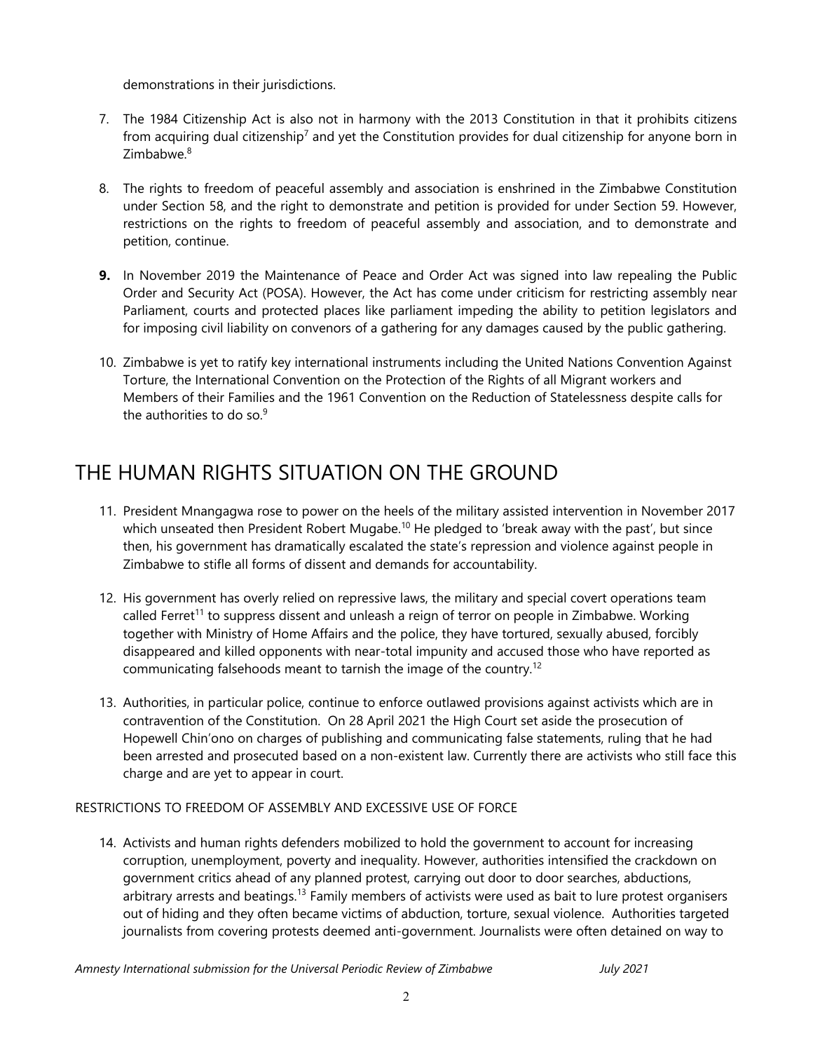demonstrations in their jurisdictions.

7. The 1984 Citizenship Act is also not in harmony with the 2013 Constitution in that it prohibits citizens from acquiring dual citizenship[7] and yet the Constitution provides for dual citizenship for anyone born in Zimbabwe.[8]

8. The rights to freedom of peaceful assembly and association is enshrined in the Zimbabwe Constitution under Section 58, and the right to demonstrate and petition is provided for under Section 59. However, restrictions on the rights to freedom of peaceful assembly and association, and to demonstrate and petition, continue.

**9.** In November 2019 the Maintenance of Peace and Order Act was signed into law repealing the Public Order and Security Act (POSA). However, the Act has come under criticism for restricting assembly near Parliament, courts and protected places like parliament impeding the ability to petition legislators and for imposing civil liability on convenors of a gathering for any damages caused by the public gathering.

10. Zimbabwe is yet to ratify key international instruments including the United Nations Convention Against Torture, the International Convention on the Protection of the Rights of all Migrant workers and Members of their Families and the 1961 Convention on the Reduction of Statelessness despite calls for the authorities to do so.[9]

# THE HUMAN RIGHTS SITUATION ON THE GROUND

11. President Mnangagwa rose to power on the heels of the military assisted intervention in November 2017 which unseated then President Robert Mugabe.[10] He pledged to 'break away with the past', but since then, his government has dramatically escalated the state's repression and violence against people in Zimbabwe to stifle all forms of dissent and demands for accountability.

12. His government has overly relied on repressive laws, the military and special covert operations team called Ferret[11] to suppress dissent and unleash a reign of terror on people in Zimbabwe. Working together with Ministry of Home Affairs and the police, they have tortured, sexually abused, forcibly disappeared and killed opponents with near-total impunity and accused those who have reported as communicating falsehoods meant to tarnish the image of the country.[12]

13. Authorities, in particular police, continue to enforce outlawed provisions against activists which are in contravention of the Constitution. On 28 April 2021 the High Court set aside the prosecution of Hopewell Chin'ono on charges of publishing and communicating false statements, ruling that he had been arrested and prosecuted based on a non-existent law. Currently there are activists who still face this charge and are yet to appear in court.

## RESTRICTIONS TO FREEDOM OF ASSEMBLY AND EXCESSIVE USE OF FORCE

14. Activists and human rights defenders mobilized to hold the government to account for increasing corruption, unemployment, poverty and inequality. However, authorities intensified the crackdown on government critics ahead of any planned protest, carrying out door to door searches, abductions, arbitrary arrests and beatings.[13] Family members of activists were used as bait to lure protest organisers out of hiding and they often became victims of abduction, torture, sexual violence. Authorities targeted journalists from covering protests deemed anti-government. Journalists were often detained on way to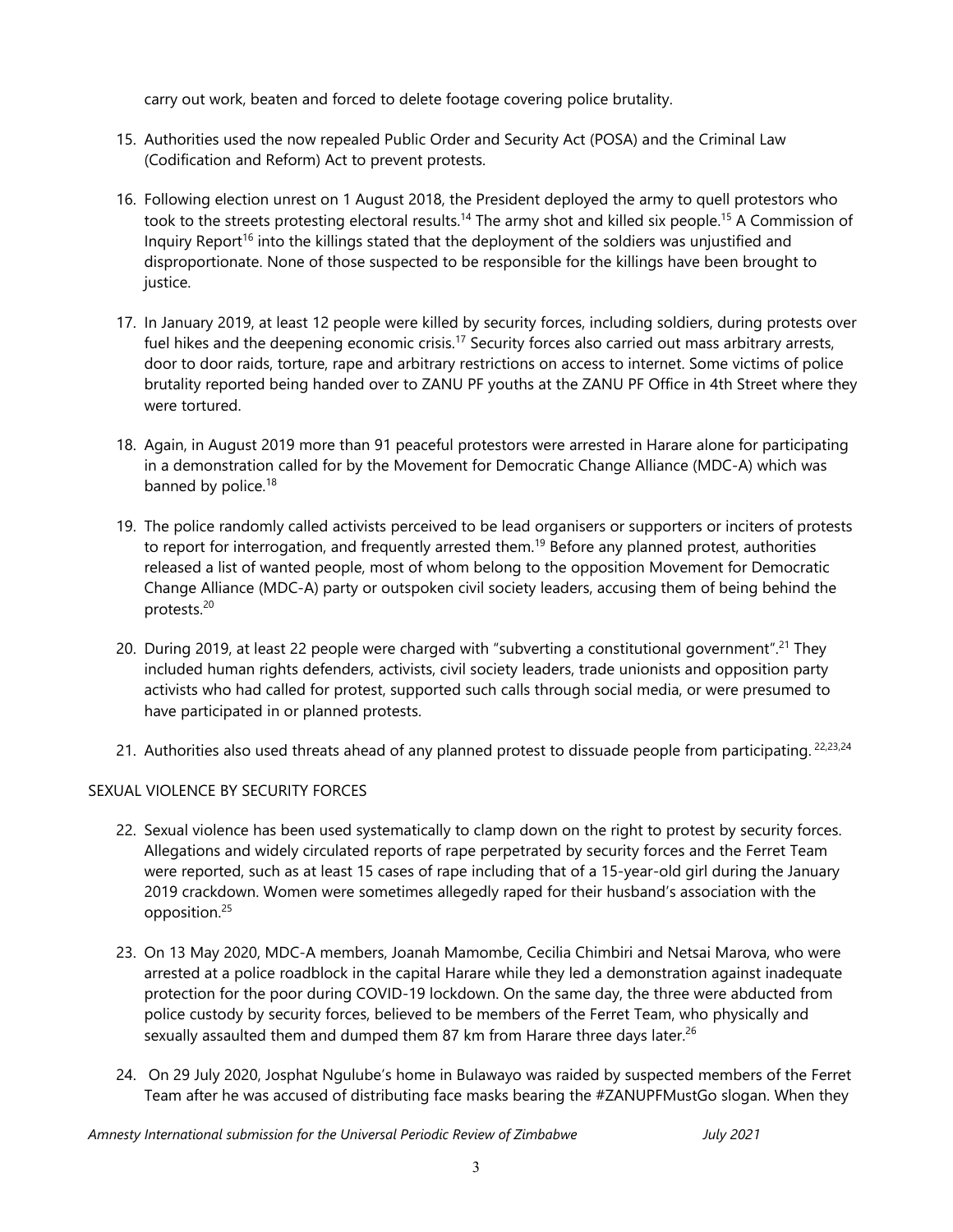carry out work, beaten and forced to delete footage covering police brutality.

15. Authorities used the now repealed Public Order and Security Act (POSA) and the Criminal Law (Codification and Reform) Act to prevent protests.

16. Following election unrest on 1 August 2018, the President deployed the army to quell protestors who took to the streets protesting electoral results.[14] The army shot and killed six people.[15] A Commission of Inquiry Report[16] into the killings stated that the deployment of the soldiers was unjustified and disproportionate. None of those suspected to be responsible for the killings have been brought to justice.

17. In January 2019, at least 12 people were killed by security forces, including soldiers, during protests over fuel hikes and the deepening economic crisis.[17] Security forces also carried out mass arbitrary arrests, door to door raids, torture, rape and arbitrary restrictions on access to internet. Some victims of police brutality reported being handed over to ZANU PF youths at the ZANU PF Office in 4th Street where they were tortured.

18. Again, in August 2019 more than 91 peaceful protestors were arrested in Harare alone for participating in a demonstration called for by the Movement for Democratic Change Alliance (MDC-A) which was banned by police.[18]

19. The police randomly called activists perceived to be lead organisers or supporters or inciters of protests to report for interrogation, and frequently arrested them.[19] Before any planned protest, authorities released a list of wanted people, most of whom belong to the opposition Movement for Democratic Change Alliance (MDC-A) party or outspoken civil society leaders, accusing them of being behind the protests.[20]

20. During 2019, at least 22 people were charged with "subverting a constitutional government".[21] They included human rights defenders, activists, civil society leaders, trade unionists and opposition party activists who had called for protest, supported such calls through social media, or were presumed to have participated in or planned protests.

21. Authorities also used threats ahead of any planned protest to dissuade people from participating.[22,23,24]

## SEXUAL VIOLENCE BY SECURITY FORCES

22. Sexual violence has been used systematically to clamp down on the right to protest by security forces. Allegations and widely circulated reports of rape perpetrated by security forces and the Ferret Team were reported, such as at least 15 cases of rape including that of a 15-year-old girl during the January 2019 crackdown. Women were sometimes allegedly raped for their husband's association with the opposition.[25]

23. On 13 May 2020, MDC-A members, Joanah Mamombe, Cecilia Chimbiri and Netsai Marova, who were arrested at a police roadblock in the capital Harare while they led a demonstration against inadequate protection for the poor during COVID-19 lockdown. On the same day, the three were abducted from police custody by security forces, believed to be members of the Ferret Team, who physically and sexually assaulted them and dumped them 87 km from Harare three days later.[26]

24. On 29 July 2020, Josphat Ngulube's home in Bulawayo was raided by suspected members of the Ferret Team after he was accused of distributing face masks bearing the #ZANUPFMustGo slogan. When they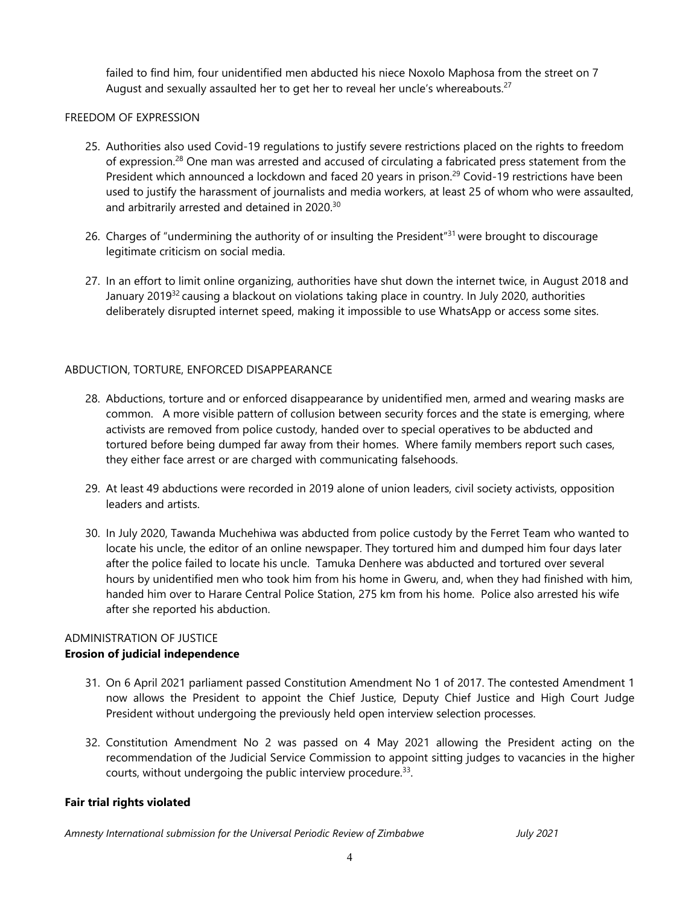failed to find him, four unidentified men abducted his niece Noxolo Maphosa from the street on 7 August and sexually assaulted her to get her to reveal her uncle's whereabouts.[27]

FREEDOM OF EXPRESSION

25. Authorities also used Covid-19 regulations to justify severe restrictions placed on the rights to freedom of expression.[28] One man was arrested and accused of circulating a fabricated press statement from the President which announced a lockdown and faced 20 years in prison.[29] Covid-19 restrictions have been used to justify the harassment of journalists and media workers, at least 25 of whom who were assaulted, and arbitrarily arrested and detained in 2020.[30]

26. Charges of "undermining the authority of or insulting the President"[31] were brought to discourage legitimate criticism on social media.

27. In an effort to limit online organizing, authorities have shut down the internet twice, in August 2018 and January 2019[32] causing a blackout on violations taking place in country. In July 2020, authorities deliberately disrupted internet speed, making it impossible to use WhatsApp or access some sites.

ABDUCTION, TORTURE, ENFORCED DISAPPEARANCE

28. Abductions, torture and or enforced disappearance by unidentified men, armed and wearing masks are common. A more visible pattern of collusion between security forces and the state is emerging, where activists are removed from police custody, handed over to special operatives to be abducted and tortured before being dumped far away from their homes. Where family members report such cases, they either face arrest or are charged with communicating falsehoods.

29. At least 49 abductions were recorded in 2019 alone of union leaders, civil society activists, opposition leaders and artists.

30. In July 2020, Tawanda Muchehiwa was abducted from police custody by the Ferret Team who wanted to locate his uncle, the editor of an online newspaper. They tortured him and dumped him four days later after the police failed to locate his uncle. Tamuka Denhere was abducted and tortured over several hours by unidentified men who took him from his home in Gweru, and, when they had finished with him, handed him over to Harare Central Police Station, 275 km from his home. Police also arrested his wife after she reported his abduction.

ADMINISTRATION OF JUSTICE

**Erosion of judicial independence**

31. On 6 April 2021 parliament passed Constitution Amendment No 1 of 2017. The contested Amendment 1 now allows the President to appoint the Chief Justice, Deputy Chief Justice and High Court Judge President without undergoing the previously held open interview selection processes.

32. Constitution Amendment No 2 was passed on 4 May 2021 allowing the President acting on the recommendation of the Judicial Service Commission to appoint sitting judges to vacancies in the higher courts, without undergoing the public interview procedure.[33].

**Fair trial rights violated**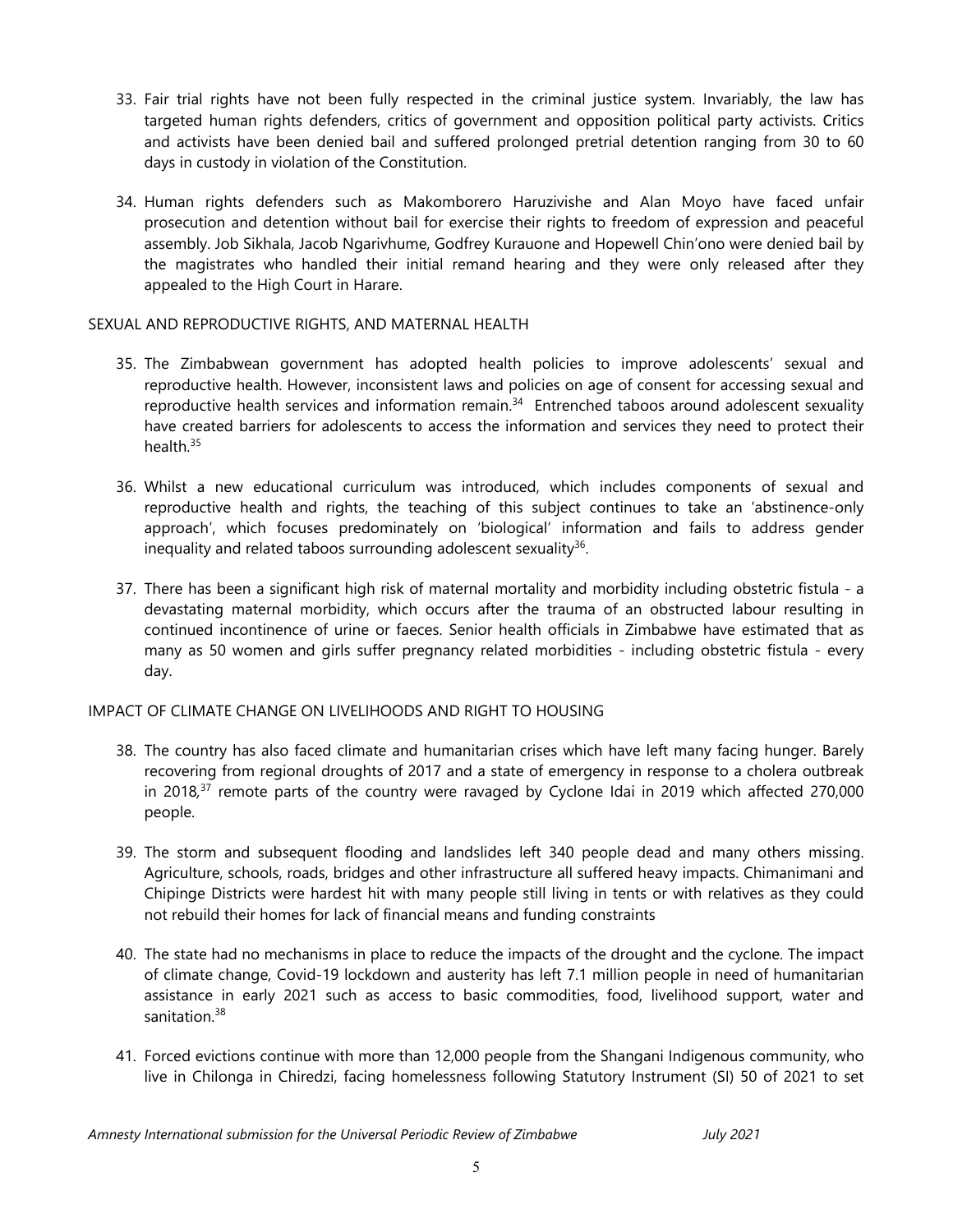33. Fair trial rights have not been fully respected in the criminal justice system. Invariably, the law has targeted human rights defenders, critics of government and opposition political party activists. Critics and activists have been denied bail and suffered prolonged pretrial detention ranging from 30 to 60 days in custody in violation of the Constitution.

34. Human rights defenders such as Makomborero Haruzivishe and Alan Moyo have faced unfair prosecution and detention without bail for exercise their rights to freedom of expression and peaceful assembly. Job Sikhala, Jacob Ngarivhume, Godfrey Kurauone and Hopewell Chin'ono were denied bail by the magistrates who handled their initial remand hearing and they were only released after they appealed to the High Court in Harare.

SEXUAL AND REPRODUCTIVE RIGHTS, AND MATERNAL HEALTH

35. The Zimbabwean government has adopted health policies to improve adolescents' sexual and reproductive health. However, inconsistent laws and policies on age of consent for accessing sexual and reproductive health services and information remain.[34] Entrenched taboos around adolescent sexuality have created barriers for adolescents to access the information and services they need to protect their health.[35]

36. Whilst a new educational curriculum was introduced, which includes components of sexual and reproductive health and rights, the teaching of this subject continues to take an 'abstinence-only approach', which focuses predominately on 'biological' information and fails to address gender inequality and related taboos surrounding adolescent sexuality[36].

37. There has been a significant high risk of maternal mortality and morbidity including obstetric fistula - a devastating maternal morbidity, which occurs after the trauma of an obstructed labour resulting in continued incontinence of urine or faeces. Senior health officials in Zimbabwe have estimated that as many as 50 women and girls suffer pregnancy related morbidities - including obstetric fistula - every day.

IMPACT OF CLIMATE CHANGE ON LIVELIHOODS AND RIGHT TO HOUSING

38. The country has also faced climate and humanitarian crises which have left many facing hunger. Barely recovering from regional droughts of 2017 and a state of emergency in response to a cholera outbreak in 2018,[37] remote parts of the country were ravaged by Cyclone Idai in 2019 which affected 270,000 people.

39. The storm and subsequent flooding and landslides left 340 people dead and many others missing. Agriculture, schools, roads, bridges and other infrastructure all suffered heavy impacts. Chimanimani and Chipinge Districts were hardest hit with many people still living in tents or with relatives as they could not rebuild their homes for lack of financial means and funding constraints

40. The state had no mechanisms in place to reduce the impacts of the drought and the cyclone. The impact of climate change, Covid-19 lockdown and austerity has left 7.1 million people in need of humanitarian assistance in early 2021 such as access to basic commodities, food, livelihood support, water and sanitation.[38]

41. Forced evictions continue with more than 12,000 people from the Shangani Indigenous community, who live in Chilonga in Chiredzi, facing homelessness following Statutory Instrument (SI) 50 of 2021 to set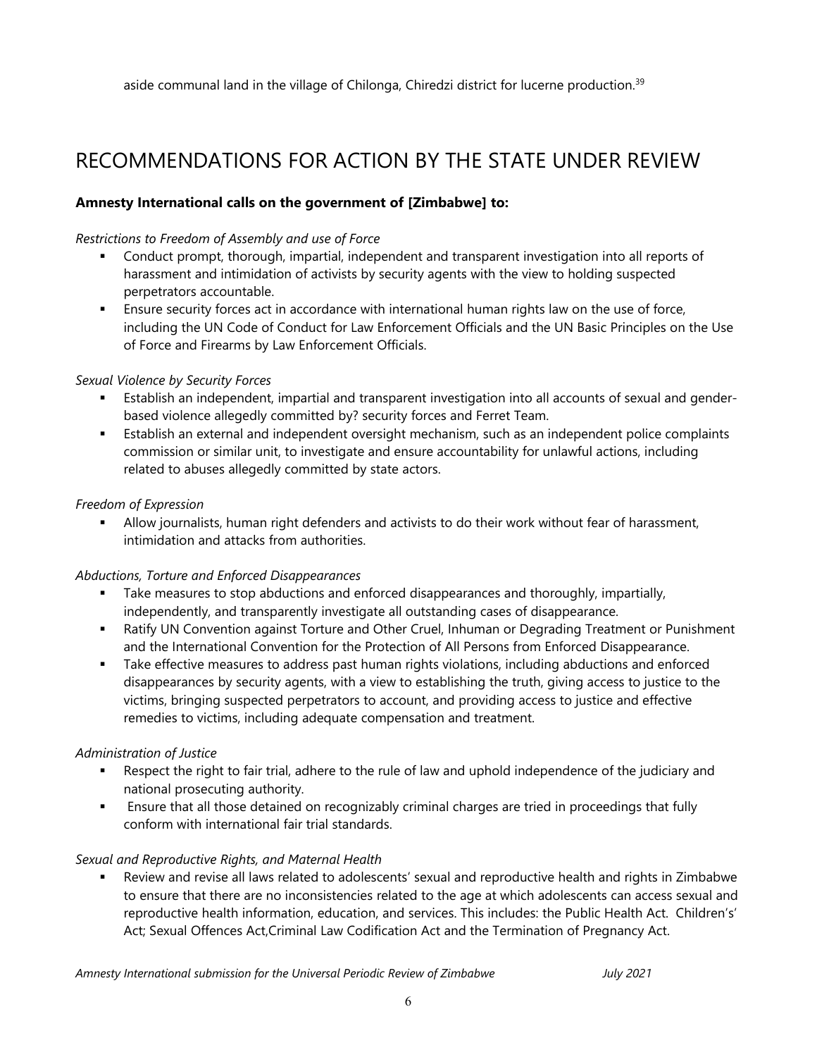aside communal land in the village of Chilonga, Chiredzi district for lucerne production.[39]

# RECOMMENDATIONS FOR ACTION BY THE STATE UNDER REVIEW

**Amnesty International calls on the government of [Zimbabwe] to:**

*Restrictions to Freedom of Assembly and use of Force*

- Conduct prompt, thorough, impartial, independent and transparent investigation into all reports of harassment and intimidation of activists by security agents with the view to holding suspected perpetrators accountable.
- Ensure security forces act in accordance with international human rights law on the use of force, including the UN Code of Conduct for Law Enforcement Officials and the UN Basic Principles on the Use of Force and Firearms by Law Enforcement Officials.

*Sexual Violence by Security Forces*

- Establish an independent, impartial and transparent investigation into all accounts of sexual and gender-based violence allegedly committed by? security forces and Ferret Team.
- Establish an external and independent oversight mechanism, such as an independent police complaints commission or similar unit, to investigate and ensure accountability for unlawful actions, including related to abuses allegedly committed by state actors.

*Freedom of Expression*

- Allow journalists, human right defenders and activists to do their work without fear of harassment, intimidation and attacks from authorities.

*Abductions, Torture and Enforced Disappearances*

- Take measures to stop abductions and enforced disappearances and thoroughly, impartially, independently, and transparently investigate all outstanding cases of disappearance.
- Ratify UN Convention against Torture and Other Cruel, Inhuman or Degrading Treatment or Punishment and the International Convention for the Protection of All Persons from Enforced Disappearance.
- Take effective measures to address past human rights violations, including abductions and enforced disappearances by security agents, with a view to establishing the truth, giving access to justice to the victims, bringing suspected perpetrators to account, and providing access to justice and effective remedies to victims, including adequate compensation and treatment.

*Administration of Justice*

- Respect the right to fair trial, adhere to the rule of law and uphold independence of the judiciary and national prosecuting authority.
- Ensure that all those detained on recognizably criminal charges are tried in proceedings that fully conform with international fair trial standards.

*Sexual and Reproductive Rights, and Maternal Health*

- Review and revise all laws related to adolescents' sexual and reproductive health and rights in Zimbabwe to ensure that there are no inconsistencies related to the age at which adolescents can access sexual and reproductive health information, education, and services. This includes: the Public Health Act. Children's' Act; Sexual Offences Act,Criminal Law Codification Act and the Termination of Pregnancy Act.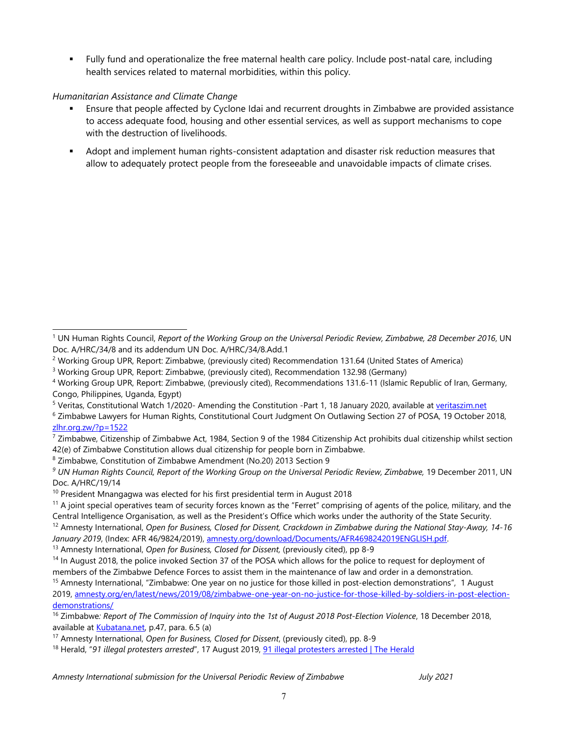- Fully fund and operationalize the free maternal health care policy. Include post-natal care, including health services related to maternal morbidities, within this policy.

*Humanitarian Assistance and Climate Change*

- Ensure that people affected by Cyclone Idai and recurrent droughts in Zimbabwe are provided assistance to access adequate food, housing and other essential services, as well as support mechanisms to cope with the destruction of livelihoods.
- Adopt and implement human rights-consistent adaptation and disaster risk reduction measures that allow to adequately protect people from the foreseeable and unavoidable impacts of climate crises.

---

[1] UN Human Rights Council, *Report of the Working Group on the Universal Periodic Review, Zimbabwe, 28 December 2016*, UN Doc. A/HRC/34/8 and its addendum UN Doc. A/HRC/34/8.Add.1

[2] Working Group UPR, Report: Zimbabwe, (previously cited) Recommendation 131.64 (United States of America)

[3] Working Group UPR, Report: Zimbabwe, (previously cited), Recommendation 132.98 (Germany)

[4] Working Group UPR, Report: Zimbabwe, (previously cited), Recommendations 131.6-11 (Islamic Republic of Iran, Germany, Congo, Philippines, Uganda, Egypt)

[5] Veritas, Constitutional Watch 1/2020- Amending the Constitution -Part 1, 18 January 2020, available at veritaszim.net

[6] Zimbabwe Lawyers for Human Rights, Constitutional Court Judgment On Outlawing Section 27 of POSA, 19 October 2018, zlhr.org.zw/?p=1522

[7] Zimbabwe, Citizenship of Zimbabwe Act, 1984, Section 9 of the 1984 Citizenship Act prohibits dual citizenship whilst section 42(e) of Zimbabwe Constitution allows dual citizenship for people born in Zimbabwe.

[8] Zimbabwe, Constitution of Zimbabwe Amendment (No.20) 2013 Section 9

[9] *UN Human Rights Council, Report of the Working Group on the Universal Periodic Review, Zimbabwe,* 19 December 2011, UN Doc. A/HRC/19/14

[10] President Mnangagwa was elected for his first presidential term in August 2018

[11] A joint special operatives team of security forces known as the "Ferret" comprising of agents of the police, military, and the Central Intelligence Organisation, as well as the President's Office which works under the authority of the State Security.

[12] Amnesty International, *Open for Business, Closed for Dissent, Crackdown in Zimbabwe during the National Stay-Away, 14-16 January 2019*, (Index: AFR 46/9824/2019), amnesty.org/download/Documents/AFR4698242019ENGLISH.pdf.

[13] Amnesty International, *Open for Business, Closed for Dissent,* (previously cited), pp 8-9

[14] In August 2018, the police invoked Section 37 of the POSA which allows for the police to request for deployment of members of the Zimbabwe Defence Forces to assist them in the maintenance of law and order in a demonstration.

[15] Amnesty International, "Zimbabwe: One year on no justice for those killed in post-election demonstrations", 1 August 2019, amnesty.org/en/latest/news/2019/08/zimbabwe-one-year-on-no-justice-for-those-killed-by-soldiers-in-post-election-demonstrations/

[16] Zimbabwe*: Report of The Commission of Inquiry into the 1st of August 2018 Post-Election Violence*, 18 December 2018, available at Kubatana.net*,* p.47, para. 6.5 (a)

[17] Amnesty International, *Open for Business, Closed for Dissent*, (previously cited), pp. 8-9

[18] Herald, "*91 illegal protesters arrested*", 17 August 2019, 91 illegal protesters arrested | The Herald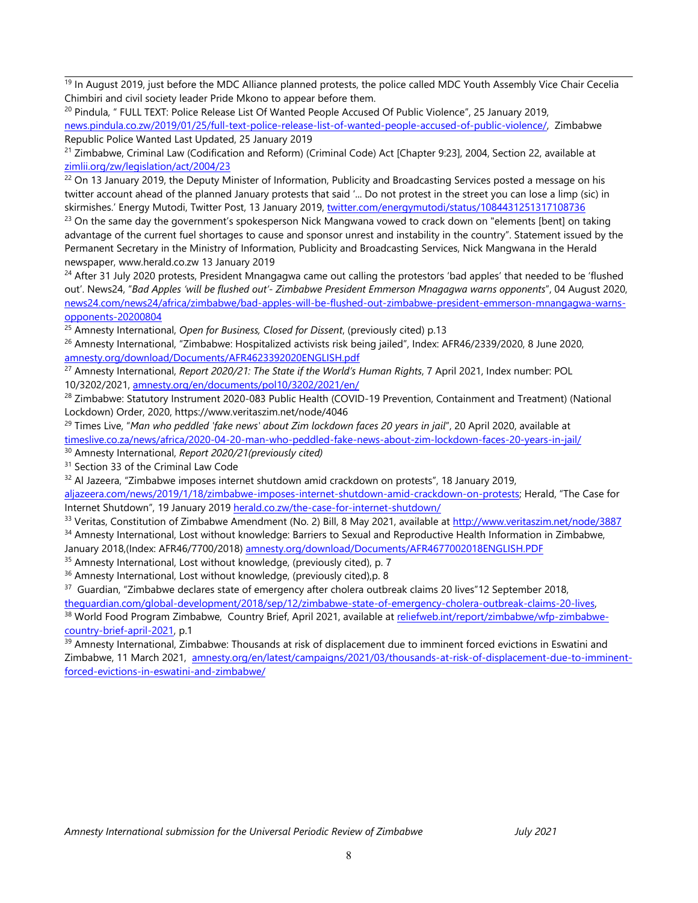[19] In August 2019, just before the MDC Alliance planned protests, the police called MDC Youth Assembly Vice Chair Cecelia Chimbiri and civil society leader Pride Mkono to appear before them.

[20] Pindula, " FULL TEXT: Police Release List Of Wanted People Accused Of Public Violence", 25 January 2019, news.pindula.co.zw/2019/01/25/full-text-police-release-list-of-wanted-people-accused-of-public-violence/, Zimbabwe Republic Police Wanted Last Updated, 25 January 2019

[21] Zimbabwe, Criminal Law (Codification and Reform) (Criminal Code) Act [Chapter 9:23], 2004, Section 22, available at zimlii.org/zw/legislation/act/2004/23

[22] On 13 January 2019, the Deputy Minister of Information, Publicity and Broadcasting Services posted a message on his twitter account ahead of the planned January protests that said '... Do not protest in the street you can lose a limp (sic) in skirmishes.' Energy Mutodi, Twitter Post, 13 January 2019, twitter.com/energymutodi/status/1084431251317108736

[23] On the same day the government's spokesperson Nick Mangwana vowed to crack down on "elements [bent] on taking advantage of the current fuel shortages to cause and sponsor unrest and instability in the country". Statement issued by the Permanent Secretary in the Ministry of Information, Publicity and Broadcasting Services, Nick Mangwana in the Herald newspaper, www.herald.co.zw 13 January 2019

[24] After 31 July 2020 protests, President Mnangagwa came out calling the protestors 'bad apples' that needed to be 'flushed out'. News24, "*Bad Apples 'will be flushed out'- Zimbabwe President Emmerson Mnagagwa warns opponents*", 04 August 2020, news24.com/news24/africa/zimbabwe/bad-apples-will-be-flushed-out-zimbabwe-president-emmerson-mnangagwa-warns-opponents-20200804

[25] Amnesty International, *Open for Business, Closed for Dissent*, (previously cited) p.13

[26] Amnesty International, "Zimbabwe: Hospitalized activists risk being jailed", Index: AFR46/2339/2020, 8 June 2020, amnesty.org/download/Documents/AFR4623392020ENGLISH.pdf

[27] Amnesty International, *Report 2020/21: The State if the World's Human Rights*, 7 April 2021, Index number: POL 10/3202/2021, amnesty.org/en/documents/pol10/3202/2021/en/

[28] Zimbabwe: Statutory Instrument 2020-083 Public Health (COVID-19 Prevention, Containment and Treatment) (National Lockdown) Order, 2020, https://www.veritaszim.net/node/4046

[29] Times Live, "*Man who peddled 'fake news' about Zim lockdown faces 20 years in jail*", 20 April 2020, available at timeslive.co.za/news/africa/2020-04-20-man-who-peddled-fake-news-about-zim-lockdown-faces-20-years-in-jail/

[30] Amnesty International, *Report 2020/21(previously cited)*

[31] Section 33 of the Criminal Law Code

[32] Al Jazeera, "Zimbabwe imposes internet shutdown amid crackdown on protests", 18 January 2019, aljazeera.com/news/2019/1/18/zimbabwe-imposes-internet-shutdown-amid-crackdown-on-protests; Herald, "The Case for Internet Shutdown", 19 January 2019 herald.co.zw/the-case-for-internet-shutdown/

[33] Veritas, Constitution of Zimbabwe Amendment (No. 2) Bill, 8 May 2021, available at http://www.veritaszim.net/node/3887

[34] Amnesty International, Lost without knowledge: Barriers to Sexual and Reproductive Health Information in Zimbabwe, January 2018,(Index: AFR46/7700/2018) amnesty.org/download/Documents/AFR4677002018ENGLISH.PDF

[35] Amnesty International, Lost without knowledge, (previously cited), p. 7

[36] Amnesty International, Lost without knowledge, (previously cited),p. 8

[37] Guardian, "Zimbabwe declares state of emergency after cholera outbreak claims 20 lives"12 September 2018, theguardian.com/global-development/2018/sep/12/zimbabwe-state-of-emergency-cholera-outbreak-claims-20-lives,

[38] World Food Program Zimbabwe, Country Brief, April 2021, available at reliefweb.int/report/zimbabwe/wfp-zimbabwe-country-brief-april-2021, p.1

[39] Amnesty International, Zimbabwe: Thousands at risk of displacement due to imminent forced evictions in Eswatini and Zimbabwe, 11 March 2021, amnesty.org/en/latest/campaigns/2021/03/thousands-at-risk-of-displacement-due-to-imminent-forced-evictions-in-eswatini-and-zimbabwe/